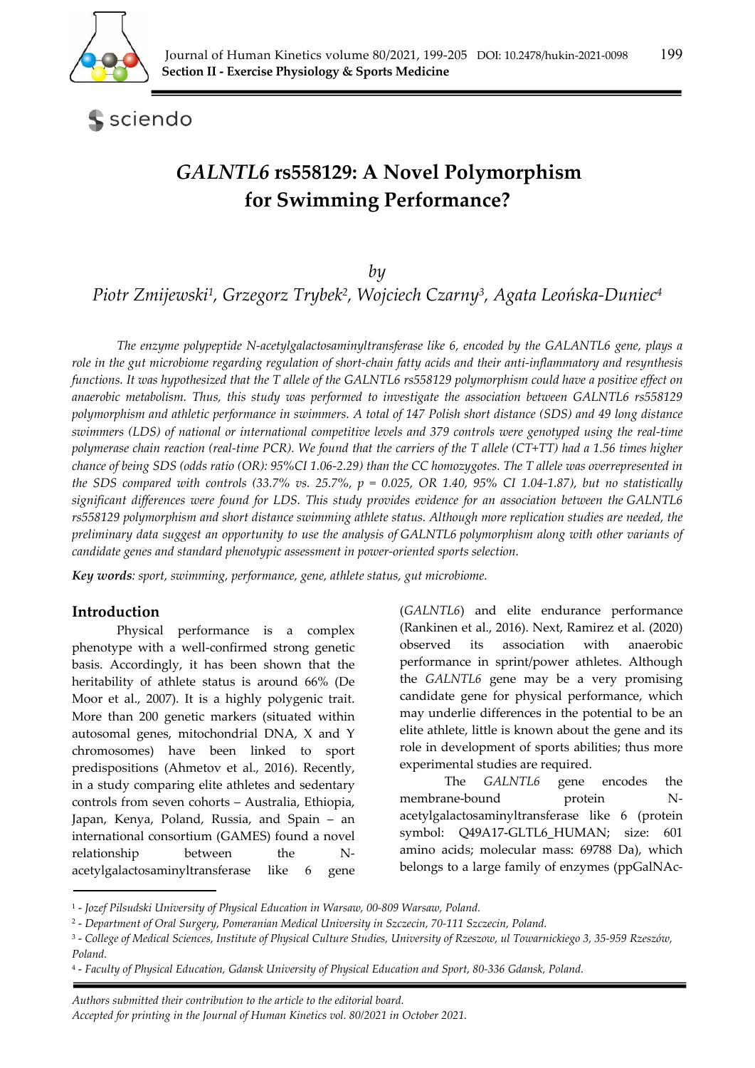# *GALNTL6* rs558129: A Novel Polymorphism for Swimming Performance?

*by*

*Piotr Zmijewski*[1], *Grzegorz Trybek*[2], *Wojciech Czarny*[3], *Agata Leońska-Duniec*[4]

*The enzyme polypeptide N-acetylgalactosaminyltransferase like 6, encoded by the GALANTL6 gene, plays a role in the gut microbiome regarding regulation of short-chain fatty acids and their anti-inflammatory and resynthesis functions. It was hypothesized that the T allele of the GALNTL6 rs558129 polymorphism could have a positive effect on anaerobic metabolism. Thus, this study was performed to investigate the association between GALNTL6 rs558129 polymorphism and athletic performance in swimmers. A total of 147 Polish short distance (SDS) and 49 long distance swimmers (LDS) of national or international competitive levels and 379 controls were genotyped using the real-time polymerase chain reaction (real-time PCR). We found that the carriers of the T allele (CT+TT) had a 1.56 times higher chance of being SDS (odds ratio (OR): 95%CI 1.06-2.29) than the CC homozygotes. The T allele was overrepresented in the SDS compared with controls (33.7% vs. 25.7%, p = 0.025, OR 1.40, 95% CI 1.04-1.87), but no statistically significant differences were found for LDS. This study provides evidence for an association between the GALNTL6 rs558129 polymorphism and short distance swimming athlete status. Although more replication studies are needed, the preliminary data suggest an opportunity to use the analysis of GALNTL6 polymorphism along with other variants of candidate genes and standard phenotypic assessment in power-oriented sports selection.*

***Key words**: sport, swimming, performance, gene, athlete status, gut microbiome.*

## Introduction

Physical performance is a complex phenotype with a well-confirmed strong genetic basis. Accordingly, it has been shown that the heritability of athlete status is around 66% (De Moor et al., 2007). It is a highly polygenic trait. More than 200 genetic markers (situated within autosomal genes, mitochondrial DNA, X and Y chromosomes) have been linked to sport predispositions (Ahmetov et al., 2016). Recently, in a study comparing elite athletes and sedentary controls from seven cohorts – Australia, Ethiopia, Japan, Kenya, Poland, Russia, and Spain – an international consortium (GAMES) found a novel relationship between the N-acetylgalactosaminyltransferase like 6 gene (*GALNTL6*) and elite endurance performance (Rankinen et al., 2016). Next, Ramirez et al. (2020) observed its association with anaerobic performance in sprint/power athletes. Although the *GALNTL6* gene may be a very promising candidate gene for physical performance, which may underlie differences in the potential to be an elite athlete, little is known about the gene and its role in development of sports abilities; thus more experimental studies are required.

The *GALNTL6* gene encodes the membrane-bound protein N-acetylgalactosaminyltransferase like 6 (protein symbol: Q49A17-GLTL6_HUMAN; size: 601 amino acids; molecular mass: 69788 Da), which belongs to a large family of enzymes (ppGalNAc-

---

[1] - *Jozef Pilsudski University of Physical Education in Warsaw, 00-809 Warsaw, Poland.*

[2] - *Department of Oral Surgery, Pomeranian Medical University in Szczecin, 70-111 Szczecin, Poland.*

[3] - *College of Medical Sciences, Institute of Physical Culture Studies, University of Rzeszow, ul Towarnickiego 3, 35-959 Rzeszów, Poland.*

[4] - *Faculty of Physical Education, Gdansk University of Physical Education and Sport, 80-336 Gdansk, Poland.*

*Authors submitted their contribution to the article to the editorial board.*
*Accepted for printing in the Journal of Human Kinetics vol. 80/2021 in October 2021.*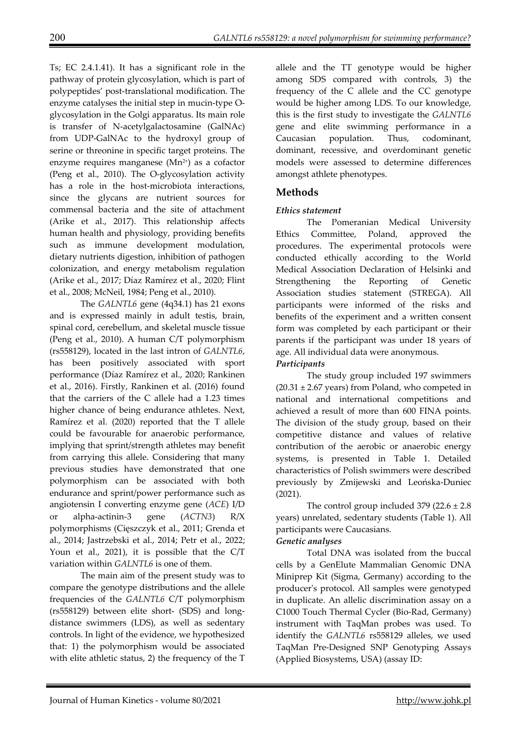Ts; EC 2.4.1.41). It has a significant role in the pathway of protein glycosylation, which is part of polypeptides' post-translational modification. The enzyme catalyses the initial step in mucin-type O-glycosylation in the Golgi apparatus. Its main role is transfer of N-acetylgalactosamine (GalNAc) from UDP-GalNAc to the hydroxyl group of serine or threonine in specific target proteins. The enzyme requires manganese ($Mn^{2+}$) as a cofactor (Peng et al., 2010). The O-glycosylation activity has a role in the host-microbiota interactions, since the glycans are nutrient sources for commensal bacteria and the site of attachment (Arike et al., 2017). This relationship affects human health and physiology, providing benefits such as immune development modulation, dietary nutrients digestion, inhibition of pathogen colonization, and energy metabolism regulation (Arike et al., 2017; Díaz Ramírez et al., 2020; Flint et al., 2008; McNeil, 1984; Peng et al., 2010).

The *GALNTL6* gene (4q34.1) has 21 exons and is expressed mainly in adult testis, brain, spinal cord, cerebellum, and skeletal muscle tissue (Peng et al., 2010). A human C/T polymorphism (rs558129), located in the last intron of *GALNTL6*, has been positively associated with sport performance (Díaz Ramírez et al., 2020; Rankinen et al., 2016). Firstly, Rankinen et al. (2016) found that the carriers of the C allele had a 1.23 times higher chance of being endurance athletes. Next, Ramírez et al. (2020) reported that the T allele could be favourable for anaerobic performance, implying that sprint/strength athletes may benefit from carrying this allele. Considering that many previous studies have demonstrated that one polymorphism can be associated with both endurance and sprint/power performance such as angiotensin I converting enzyme gene (*ACE*) I/D or alpha-actinin-3 gene (*ACTN3*) R/X polymorphisms (Cięszczyk et al., 2011; Grenda et al., 2014; Jastrzebski et al., 2014; Petr et al., 2022; Youn et al., 2021), it is possible that the C/T variation within *GALNTL6* is one of them.

The main aim of the present study was to compare the genotype distributions and the allele frequencies of the *GALNTL6* C/T polymorphism (rs558129) between elite short- (SDS) and long-distance swimmers (LDS), as well as sedentary controls. In light of the evidence, we hypothesized that: 1) the polymorphism would be associated with elite athletic status, 2) the frequency of the T allele and the TT genotype would be higher among SDS compared with controls, 3) the frequency of the C allele and the CC genotype would be higher among LDS. To our knowledge, this is the first study to investigate the *GALNTL6* gene and elite swimming performance in a Caucasian population. Thus, codominant, dominant, recessive, and overdominant genetic models were assessed to determine differences amongst athlete phenotypes.

## Methods

### *Ethics statement*

The Pomeranian Medical University Ethics Committee, Poland, approved the procedures. The experimental protocols were conducted ethically according to the World Medical Association Declaration of Helsinki and Strengthening the Reporting of Genetic Association studies statement (STREGA). All participants were informed of the risks and benefits of the experiment and a written consent form was completed by each participant or their parents if the participant was under 18 years of age. All individual data were anonymous.

### *Participants*

The study group included 197 swimmers ($20.31 \pm 2.67$ years) from Poland, who competed in national and international competitions and achieved a result of more than 600 FINA points. The division of the study group, based on their competitive distance and values of relative contribution of the aerobic or anaerobic energy systems, is presented in Table 1. Detailed characteristics of Polish swimmers were described previously by Zmijewski and Leońska-Duniec (2021).

The control group included 379 ($22.6 \pm 2.8$ years) unrelated, sedentary students (Table 1). All participants were Caucasians.

### *Genetic analyses*

Total DNA was isolated from the buccal cells by a GenElute Mammalian Genomic DNA Miniprep Kit (Sigma, Germany) according to the producer's protocol. All samples were genotyped in duplicate. An allelic discrimination assay on a C1000 Touch Thermal Cycler (Bio-Rad, Germany) instrument with TaqMan probes was used. To identify the *GALNTL6* rs558129 alleles, we used TaqMan Pre-Designed SNP Genotyping Assays (Applied Biosystems, USA) (assay ID: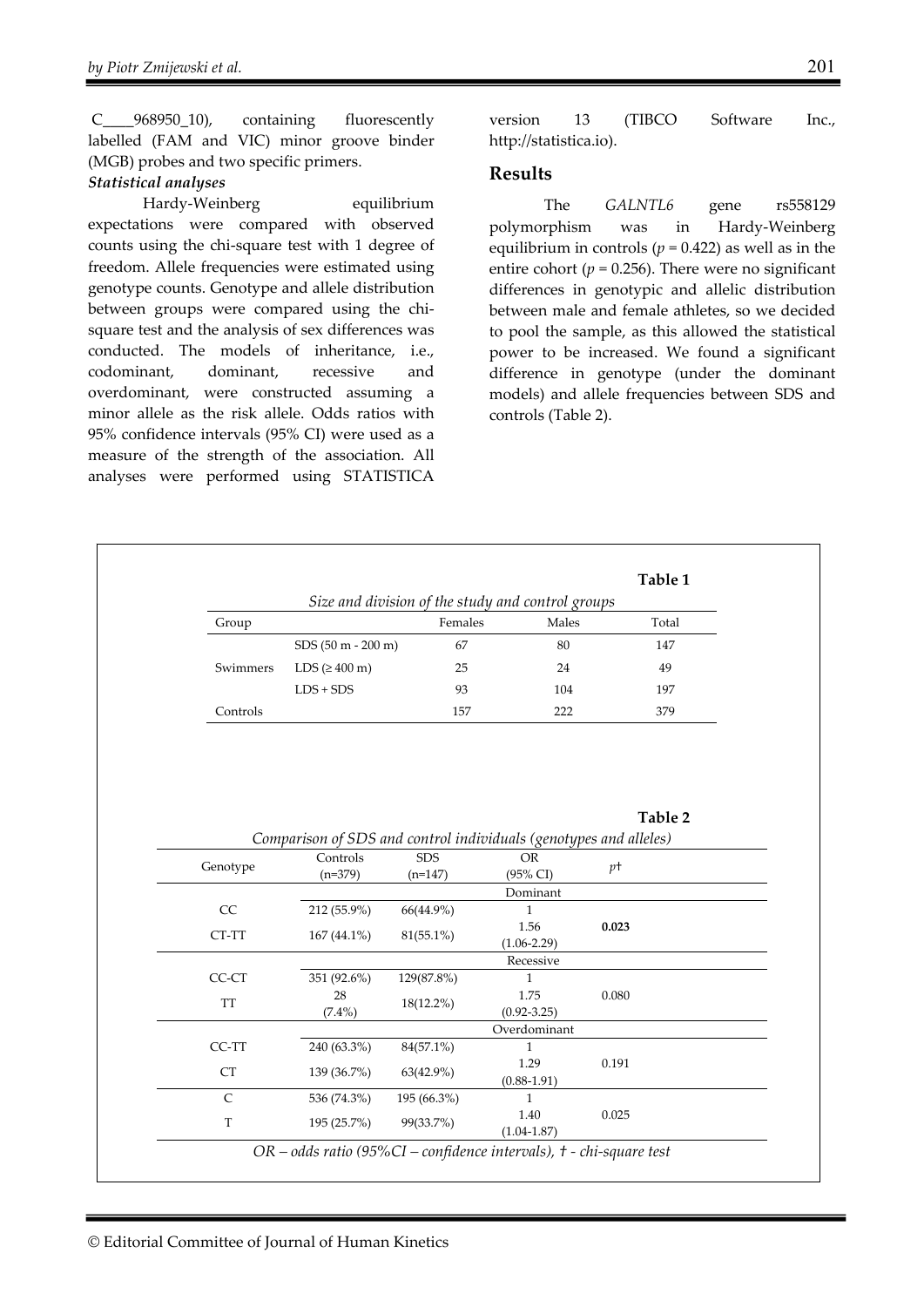C____968950_10), containing fluorescently labelled (FAM and VIC) minor groove binder (MGB) probes and two specific primers.

***Statistical analyses***

Hardy-Weinberg equilibrium expectations were compared with observed counts using the chi-square test with 1 degree of freedom. Allele frequencies were estimated using genotype counts. Genotype and allele distribution between groups were compared using the chi-square test and the analysis of sex differences was conducted. The models of inheritance, i.e., codominant, dominant, recessive and overdominant, were constructed assuming a minor allele as the risk allele. Odds ratios with 95% confidence intervals (95% CI) were used as a measure of the strength of the association. All analyses were performed using STATISTICA version 13 (TIBCO Software Inc., http://statistica.io).

## Results

The *GALNTL6* gene rs558129 polymorphism was in Hardy-Weinberg equilibrium in controls ($p$ = 0.422) as well as in the entire cohort ($p$ = 0.256). There were no significant differences in genotypic and allelic distribution between male and female athletes, so we decided to pool the sample, as this allowed the statistical power to be increased. We found a significant difference in genotype (under the dominant models) and allele frequencies between SDS and controls (Table 2).

**Table 1**

*Size and division of the study and control groups*

| Group | | Females | Males | Total |
|---|---|---|---|---|
| Swimmers | SDS (50 m - 200 m) | 67 | 80 | 147 |
| | LDS (≥ 400 m) | 25 | 24 | 49 |
| | LDS + SDS | 93 | 104 | 197 |
| Controls | | 157 | 222 | 379 |

**Table 2**

*Comparison of SDS and control individuals (genotypes and alleles)*

| Genotype | Controls (n=379) | SDS (n=147) | OR (95% CI) | $p$† |
|---|---|---|---|---|
| | | | Dominant | |
| CC | 212 (55.9%) | 66(44.9%) | 1 | |
| CT-TT | 167 (44.1%) | 81(55.1%) | 1.56 (1.06-2.29) | **0.023** |
| | | | Recessive | |
| CC-CT | 351 (92.6%) | 129(87.8%) | 1 | |
| TT | 28 (7.4%) | 18(12.2%) | 1.75 (0.92-3.25) | 0.080 |
| | | | Overdominant | |
| CC-TT | 240 (63.3%) | 84(57.1%) | 1 | |
| CT | 139 (36.7%) | 63(42.9%) | 1.29 (0.88-1.91) | 0.191 |
| C | 536 (74.3%) | 195 (66.3%) | 1 | |
| T | 195 (25.7%) | 99(33.7%) | 1.40 (1.04-1.87) | 0.025 |

*OR – odds ratio (95%CI – confidence intervals), † - chi-square test*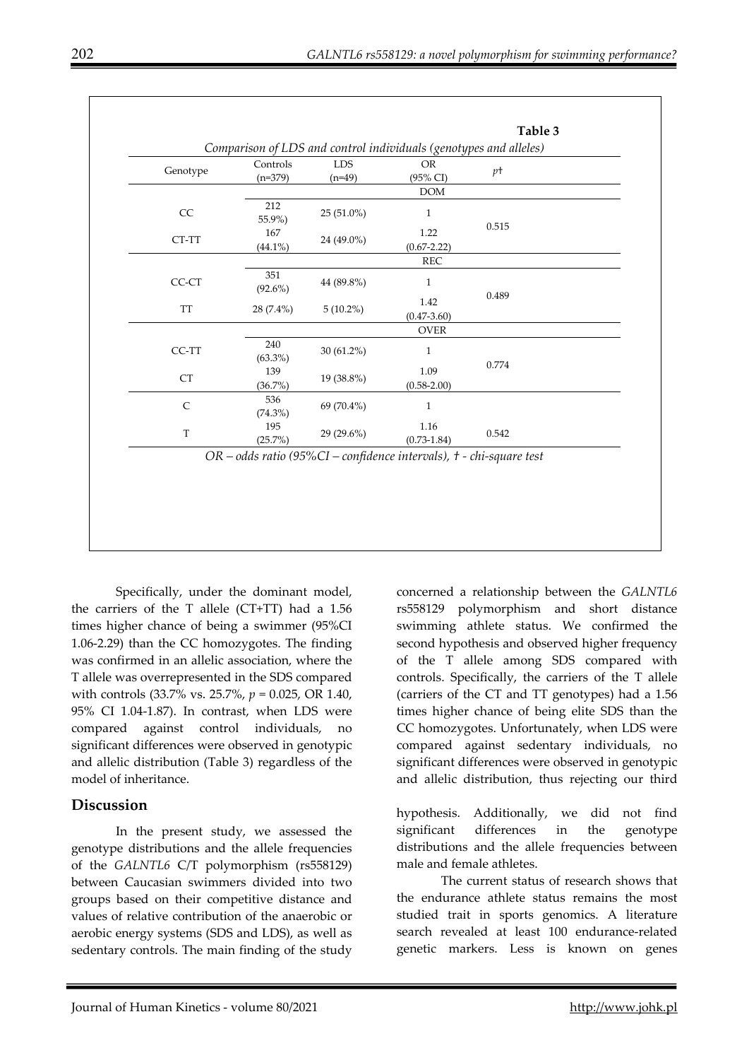**Table 3**

*Comparison of LDS and control individuals (genotypes and alleles)*

| Genotype | Controls (n=379) | LDS (n=49) | OR (95% CI) | $p$† |
|---|---|---|---|---|
| | | | DOM | |
| CC | 212 55.9%) | 25 (51.0%) | 1 | 0.515 |
| CT-TT | 167 (44.1%) | 24 (49.0%) | 1.22 (0.67-2.22) | |
| | | | REC | |
| CC-CT | 351 (92.6%) | 44 (89.8%) | 1 | 0.489 |
| TT | 28 (7.4%) | 5 (10.2%) | 1.42 (0.47-3.60) | |
| | | | OVER | |
| CC-TT | 240 (63.3%) | 30 (61.2%) | 1 | 0.774 |
| CT | 139 (36.7%) | 19 (38.8%) | 1.09 (0.58-2.00) | |
| C | 536 (74.3%) | 69 (70.4%) | 1 | |
| T | 195 (25.7%) | 29 (29.6%) | 1.16 (0.73-1.84) | 0.542 |

*OR – odds ratio (95%CI – confidence intervals), † - chi-square test*

Specifically, under the dominant model, the carriers of the T allele (CT+TT) had a 1.56 times higher chance of being a swimmer (95%CI 1.06-2.29) than the CC homozygotes. The finding was confirmed in an allelic association, where the T allele was overrepresented in the SDS compared with controls (33.7% vs. 25.7%, $p = 0.025$, OR 1.40, 95% CI 1.04-1.87). In contrast, when LDS were compared against control individuals, no significant differences were observed in genotypic and allelic distribution (Table 3) regardless of the model of inheritance.

## Discussion

In the present study, we assessed the genotype distributions and the allele frequencies of the *GALNTL6* C/T polymorphism (rs558129) between Caucasian swimmers divided into two groups based on their competitive distance and values of relative contribution of the anaerobic or aerobic energy systems (SDS and LDS), as well as sedentary controls. The main finding of the study concerned a relationship between the *GALNTL6* rs558129 polymorphism and short distance swimming athlete status. We confirmed the second hypothesis and observed higher frequency of the T allele among SDS compared with controls. Specifically, the carriers of the T allele (carriers of the CT and TT genotypes) had a 1.56 times higher chance of being elite SDS than the CC homozygotes. Unfortunately, when LDS were compared against sedentary individuals, no significant differences were observed in genotypic and allelic distribution, thus rejecting our third hypothesis. Additionally, we did not find significant differences in the genotype distributions and the allele frequencies between male and female athletes.

The current status of research shows that the endurance athlete status remains the most studied trait in sports genomics. A literature search revealed at least 100 endurance-related genetic markers. Less is known on genes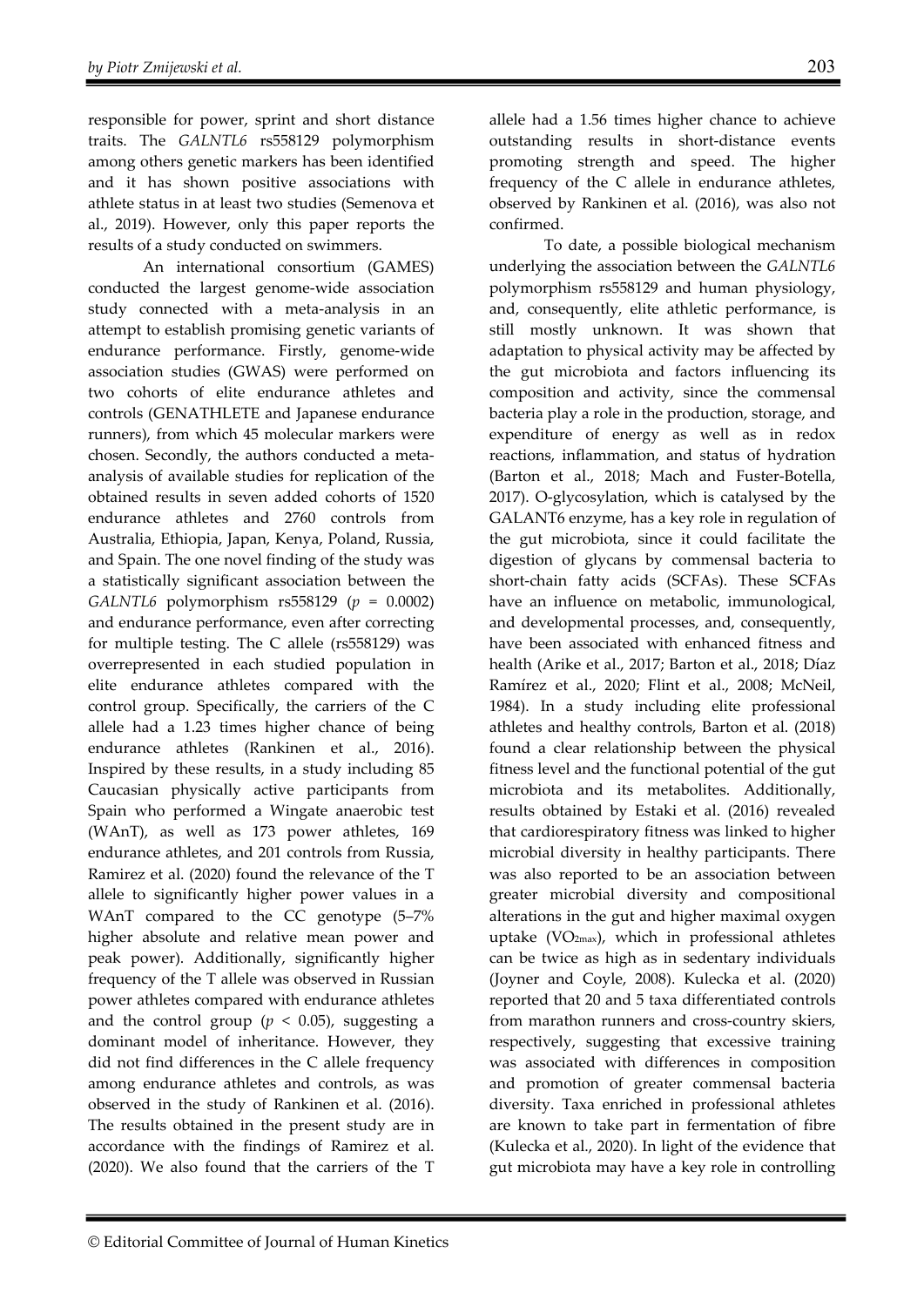responsible for power, sprint and short distance traits. The *GALNTL6* rs558129 polymorphism among others genetic markers has been identified and it has shown positive associations with athlete status in at least two studies (Semenova et al., 2019). However, only this paper reports the results of a study conducted on swimmers.

An international consortium (GAMES) conducted the largest genome-wide association study connected with a meta-analysis in an attempt to establish promising genetic variants of endurance performance. Firstly, genome-wide association studies (GWAS) were performed on two cohorts of elite endurance athletes and controls (GENATHLETE and Japanese endurance runners), from which 45 molecular markers were chosen. Secondly, the authors conducted a meta-analysis of available studies for replication of the obtained results in seven added cohorts of 1520 endurance athletes and 2760 controls from Australia, Ethiopia, Japan, Kenya, Poland, Russia, and Spain. The one novel finding of the study was a statistically significant association between the *GALNTL6* polymorphism rs558129 ($p$ = 0.0002) and endurance performance, even after correcting for multiple testing. The C allele (rs558129) was overrepresented in each studied population in elite endurance athletes compared with the control group. Specifically, the carriers of the C allele had a 1.23 times higher chance of being endurance athletes (Rankinen et al., 2016). Inspired by these results, in a study including 85 Caucasian physically active participants from Spain who performed a Wingate anaerobic test (WAnT), as well as 173 power athletes, 169 endurance athletes, and 201 controls from Russia, Ramirez et al. (2020) found the relevance of the T allele to significantly higher power values in a WAnT compared to the CC genotype (5–7% higher absolute and relative mean power and peak power). Additionally, significantly higher frequency of the T allele was observed in Russian power athletes compared with endurance athletes and the control group ($p < 0.05$), suggesting a dominant model of inheritance. However, they did not find differences in the C allele frequency among endurance athletes and controls, as was observed in the study of Rankinen et al. (2016). The results obtained in the present study are in accordance with the findings of Ramirez et al. (2020). We also found that the carriers of the T allele had a 1.56 times higher chance to achieve outstanding results in short-distance events promoting strength and speed. The higher frequency of the C allele in endurance athletes, observed by Rankinen et al. (2016), was also not confirmed.

To date, a possible biological mechanism underlying the association between the *GALNTL6* polymorphism rs558129 and human physiology, and, consequently, elite athletic performance, is still mostly unknown. It was shown that adaptation to physical activity may be affected by the gut microbiota and factors influencing its composition and activity, since the commensal bacteria play a role in the production, storage, and expenditure of energy as well as in redox reactions, inflammation, and status of hydration (Barton et al., 2018; Mach and Fuster-Botella, 2017). O-glycosylation, which is catalysed by the GALANT6 enzyme, has a key role in regulation of the gut microbiota, since it could facilitate the digestion of glycans by commensal bacteria to short-chain fatty acids (SCFAs). These SCFAs have an influence on metabolic, immunological, and developmental processes, and, consequently, have been associated with enhanced fitness and health (Arike et al., 2017; Barton et al., 2018; Díaz Ramírez et al., 2020; Flint et al., 2008; McNeil, 1984). In a study including elite professional athletes and healthy controls, Barton et al. (2018) found a clear relationship between the physical fitness level and the functional potential of the gut microbiota and its metabolites. Additionally, results obtained by Estaki et al. (2016) revealed that cardiorespiratory fitness was linked to higher microbial diversity in healthy participants. There was also reported to be an association between greater microbial diversity and compositional alterations in the gut and higher maximal oxygen uptake ($VO_{2max}$), which in professional athletes can be twice as high as in sedentary individuals (Joyner and Coyle, 2008). Kulecka et al. (2020) reported that 20 and 5 taxa differentiated controls from marathon runners and cross-country skiers, respectively, suggesting that excessive training was associated with differences in composition and promotion of greater commensal bacteria diversity. Taxa enriched in professional athletes are known to take part in fermentation of fibre (Kulecka et al., 2020). In light of the evidence that gut microbiota may have a key role in controlling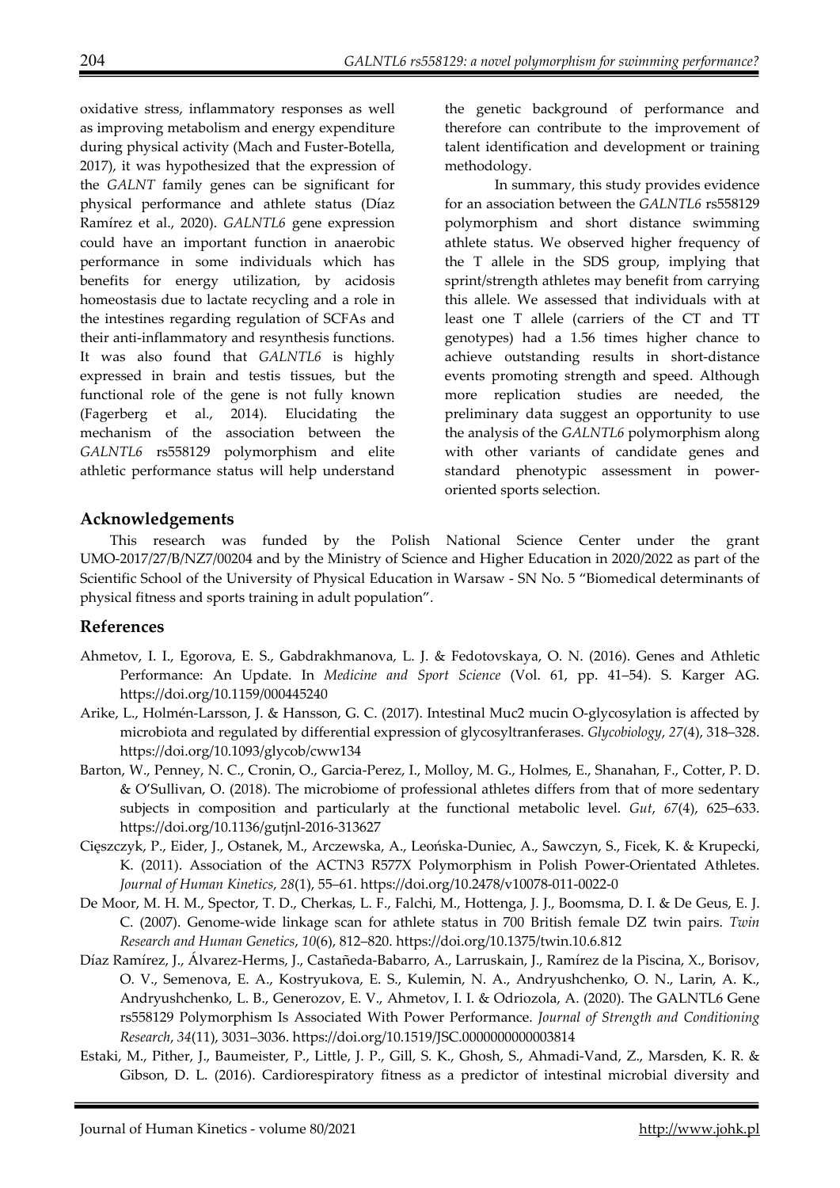oxidative stress, inflammatory responses as well as improving metabolism and energy expenditure during physical activity (Mach and Fuster-Botella, 2017), it was hypothesized that the expression of the *GALNT* family genes can be significant for physical performance and athlete status (Díaz Ramírez et al., 2020). *GALNTL6* gene expression could have an important function in anaerobic performance in some individuals which has benefits for energy utilization, by acidosis homeostasis due to lactate recycling and a role in the intestines regarding regulation of SCFAs and their anti-inflammatory and resynthesis functions. It was also found that *GALNTL6* is highly expressed in brain and testis tissues, but the functional role of the gene is not fully known (Fagerberg et al., 2014). Elucidating the mechanism of the association between the *GALNTL6* rs558129 polymorphism and elite athletic performance status will help understand the genetic background of performance and therefore can contribute to the improvement of talent identification and development or training methodology.

In summary, this study provides evidence for an association between the *GALNTL6* rs558129 polymorphism and short distance swimming athlete status. We observed higher frequency of the T allele in the SDS group, implying that sprint/strength athletes may benefit from carrying this allele. We assessed that individuals with at least one T allele (carriers of the CT and TT genotypes) had a 1.56 times higher chance to achieve outstanding results in short-distance events promoting strength and speed. Although more replication studies are needed, the preliminary data suggest an opportunity to use the analysis of the *GALNTL6* polymorphism along with other variants of candidate genes and standard phenotypic assessment in power-oriented sports selection.

## Acknowledgements

This research was funded by the Polish National Science Center under the grant UMO-2017/27/B/NZ7/00204 and by the Ministry of Science and Higher Education in 2020/2022 as part of the Scientific School of the University of Physical Education in Warsaw - SN No. 5 "Biomedical determinants of physical fitness and sports training in adult population".

## References

Ahmetov, I. I., Egorova, E. S., Gabdrakhmanova, L. J. & Fedotovskaya, O. N. (2016). Genes and Athletic Performance: An Update. In *Medicine and Sport Science* (Vol. 61, pp. 41–54). S. Karger AG. https://doi.org/10.1159/000445240

Arike, L., Holmén-Larsson, J. & Hansson, G. C. (2017). Intestinal Muc2 mucin O-glycosylation is affected by microbiota and regulated by differential expression of glycosyltranferases. *Glycobiology*, *27*(4), 318–328. https://doi.org/10.1093/glycob/cww134

Barton, W., Penney, N. C., Cronin, O., Garcia-Perez, I., Molloy, M. G., Holmes, E., Shanahan, F., Cotter, P. D. & O'Sullivan, O. (2018). The microbiome of professional athletes differs from that of more sedentary subjects in composition and particularly at the functional metabolic level. *Gut*, *67*(4), 625–633. https://doi.org/10.1136/gutjnl-2016-313627

Cięszczyk, P., Eider, J., Ostanek, M., Arczewska, A., Leońska-Duniec, A., Sawczyn, S., Ficek, K. & Krupecki, K. (2011). Association of the ACTN3 R577X Polymorphism in Polish Power-Orientated Athletes. *Journal of Human Kinetics*, *28*(1), 55–61. https://doi.org/10.2478/v10078-011-0022-0

De Moor, M. H. M., Spector, T. D., Cherkas, L. F., Falchi, M., Hottenga, J. J., Boomsma, D. I. & De Geus, E. J. C. (2007). Genome-wide linkage scan for athlete status in 700 British female DZ twin pairs. *Twin Research and Human Genetics*, *10*(6), 812–820. https://doi.org/10.1375/twin.10.6.812

Díaz Ramírez, J., Álvarez-Herms, J., Castañeda-Babarro, A., Larruskain, J., Ramírez de la Piscina, X., Borisov, O. V., Semenova, E. A., Kostryukova, E. S., Kulemin, N. A., Andryushchenko, O. N., Larin, A. K., Andryushchenko, L. B., Generozov, E. V., Ahmetov, I. I. & Odriozola, A. (2020). The GALNTL6 Gene rs558129 Polymorphism Is Associated With Power Performance. *Journal of Strength and Conditioning Research*, *34*(11), 3031–3036. https://doi.org/10.1519/JSC.0000000000003814

Estaki, M., Pither, J., Baumeister, P., Little, J. P., Gill, S. K., Ghosh, S., Ahmadi-Vand, Z., Marsden, K. R. & Gibson, D. L. (2016). Cardiorespiratory fitness as a predictor of intestinal microbial diversity and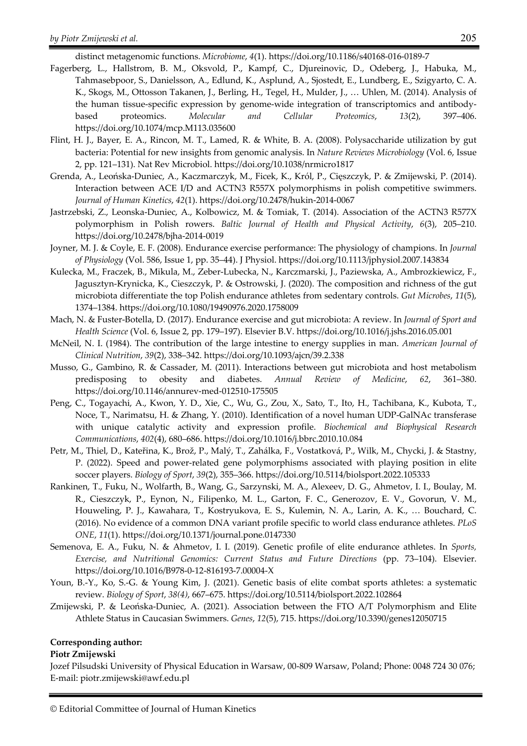distinct metagenomic functions. *Microbiome*, *4*(1). https://doi.org/10.1186/s40168-016-0189-7

Fagerberg, L., Hallstrom, B. M., Oksvold, P., Kampf, C., Djureinovic, D., Odeberg, J., Habuka, M., Tahmasebpoor, S., Danielsson, A., Edlund, K., Asplund, A., Sjostedt, E., Lundberg, E., Szigyarto, C. A. K., Skogs, M., Ottosson Takanen, J., Berling, H., Tegel, H., Mulder, J., … Uhlen, M. (2014). Analysis of the human tissue-specific expression by genome-wide integration of transcriptomics and antibody-based proteomics. *Molecular and Cellular Proteomics*, *13*(2), 397–406. https://doi.org/10.1074/mcp.M113.035600

Flint, H. J., Bayer, E. A., Rincon, M. T., Lamed, R. & White, B. A. (2008). Polysaccharide utilization by gut bacteria: Potential for new insights from genomic analysis. In *Nature Reviews Microbiology* (Vol. 6, Issue 2, pp. 121–131). Nat Rev Microbiol. https://doi.org/10.1038/nrmicro1817

Grenda, A., Leońska-Duniec, A., Kaczmarczyk, M., Ficek, K., Król, P., Cięszczyk, P. & Zmijewski, P. (2014). Interaction between ACE I/D and ACTN3 R557X polymorphisms in polish competitive swimmers. *Journal of Human Kinetics*, *42*(1). https://doi.org/10.2478/hukin-2014-0067

Jastrzebski, Z., Leonska-Duniec, A., Kolbowicz, M. & Tomiak, T. (2014). Association of the ACTN3 R577X polymorphism in Polish rowers. *Baltic Journal of Health and Physical Activity*, *6*(3), 205–210. https://doi.org/10.2478/bjha-2014-0019

Joyner, M. J. & Coyle, E. F. (2008). Endurance exercise performance: The physiology of champions. In *Journal of Physiology* (Vol. 586, Issue 1, pp. 35–44). J Physiol. https://doi.org/10.1113/jphysiol.2007.143834

Kulecka, M., Fraczek, B., Mikula, M., Zeber-Lubecka, N., Karczmarski, J., Paziewska, A., Ambrozkiewicz, F., Jagusztyn-Krynicka, K., Cieszczyk, P. & Ostrowski, J. (2020). The composition and richness of the gut microbiota differentiate the top Polish endurance athletes from sedentary controls. *Gut Microbes*, *11*(5), 1374–1384. https://doi.org/10.1080/19490976.2020.1758009

Mach, N. & Fuster-Botella, D. (2017). Endurance exercise and gut microbiota: A review. In *Journal of Sport and Health Science* (Vol. 6, Issue 2, pp. 179–197). Elsevier B.V. https://doi.org/10.1016/j.jshs.2016.05.001

McNeil, N. I. (1984). The contribution of the large intestine to energy supplies in man. *American Journal of Clinical Nutrition*, *39*(2), 338–342. https://doi.org/10.1093/ajcn/39.2.338

Musso, G., Gambino, R. & Cassader, M. (2011). Interactions between gut microbiota and host metabolism predisposing to obesity and diabetes. *Annual Review of Medicine*, *62*, 361–380. https://doi.org/10.1146/annurev-med-012510-175505

Peng, C., Togayachi, A., Kwon, Y. D., Xie, C., Wu, G., Zou, X., Sato, T., Ito, H., Tachibana, K., Kubota, T., Noce, T., Narimatsu, H. & Zhang, Y. (2010). Identification of a novel human UDP-GalNAc transferase with unique catalytic activity and expression profile. *Biochemical and Biophysical Research Communications*, *402*(4), 680–686. https://doi.org/10.1016/j.bbrc.2010.10.084

Petr, M., Thiel, D., Kateřina, K., Brož, P., Malý, T., Zahálka, F., Vostatková, P., Wilk, M., Chycki, J. & Stastny, P. (2022). Speed and power-related gene polymorphisms associated with playing position in elite soccer players. *Biology of Sport*, *39*(2), 355–366. https://doi.org/10.5114/biolsport.2022.105333

Rankinen, T., Fuku, N., Wolfarth, B., Wang, G., Sarzynski, M. A., Alexeev, D. G., Ahmetov, I. I., Boulay, M. R., Cieszczyk, P., Eynon, N., Filipenko, M. L., Garton, F. C., Generozov, E. V., Govorun, V. M., Houweling, P. J., Kawahara, T., Kostryukova, E. S., Kulemin, N. A., Larin, A. K., … Bouchard, C. (2016). No evidence of a common DNA variant profile specific to world class endurance athletes. *PLoS ONE*, *11*(1). https://doi.org/10.1371/journal.pone.0147330

Semenova, E. A., Fuku, N. & Ahmetov, I. I. (2019). Genetic profile of elite endurance athletes. In *Sports, Exercise, and Nutritional Genomics: Current Status and Future Directions* (pp. 73–104). Elsevier. https://doi.org/10.1016/B978-0-12-816193-7.00004-X

Youn, B.-Y., Ko, S.-G. & Young Kim, J. (2021). Genetic basis of elite combat sports athletes: a systematic review. *Biology of Sport*, *38(4)*, 667–675. https://doi.org/10.5114/biolsport.2022.102864

Zmijewski, P. & Leońska-Duniec, A. (2021). Association between the FTO A/T Polymorphism and Elite Athlete Status in Caucasian Swimmers. *Genes*, *12*(5), 715. https://doi.org/10.3390/genes12050715

**Corresponding author:**

**Piotr Zmijewski**

Jozef Pilsudski University of Physical Education in Warsaw, 00-809 Warsaw, Poland; Phone: 0048 724 30 076; E-mail: piotr.zmijewski@awf.edu.pl

© Editorial Committee of Journal of Human Kinetics